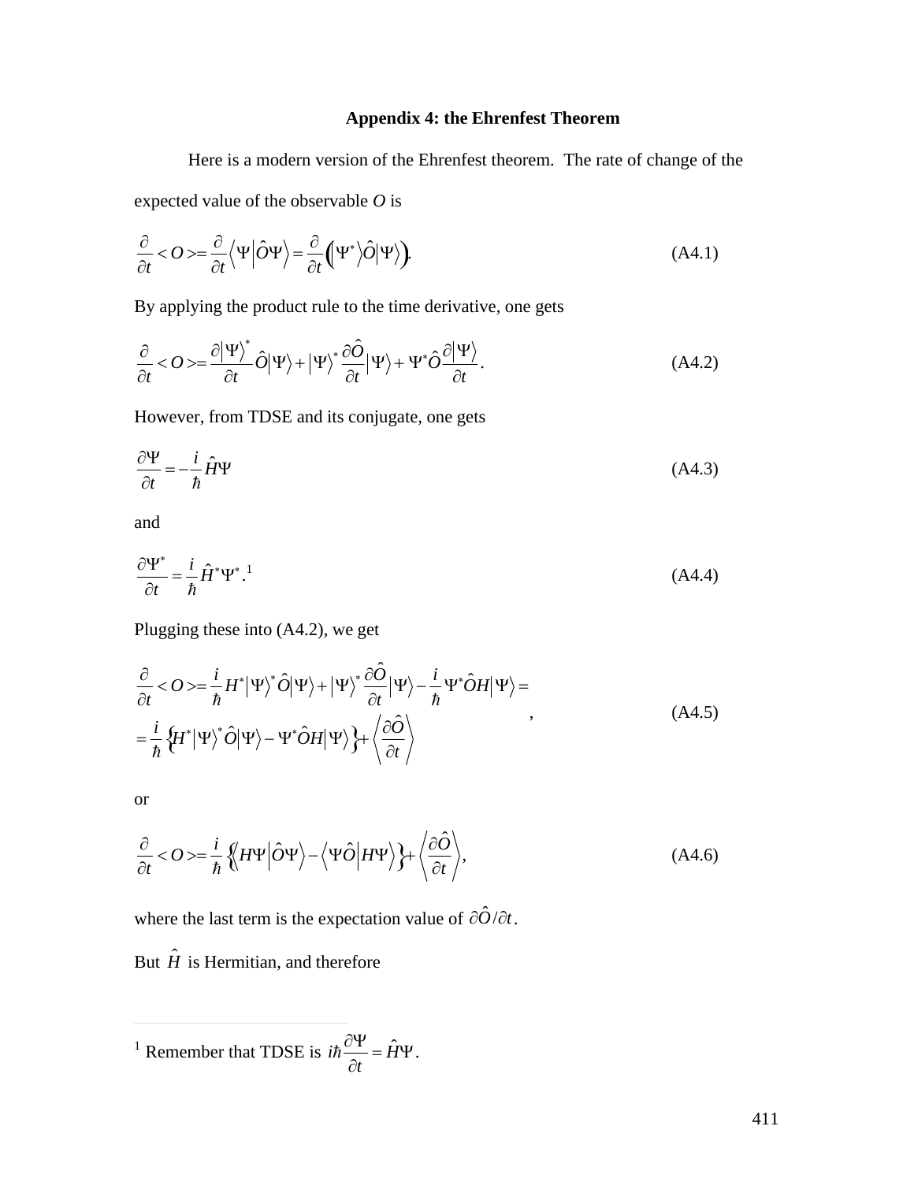## Appendix 4: the Ehrenfest Theorem

Here is a modern version of the Ehrenfest theorem. The rate of change of the expected value of the observable *O* is

$$\frac{\partial}{\partial t} < O >= \frac{\partial}{\partial t}\left\langle \Psi \middle| \hat{O}\Psi \right\rangle = \frac{\partial}{\partial t}\Big( \left|\Psi^*\right\rangle \hat{O} \left|\Psi\right\rangle \Big). \tag{A4.1}$$

By applying the product rule to the time derivative, one gets

$$\frac{\partial}{\partial t} < O >= \frac{\partial \left|\Psi\right\rangle^*}{\partial t}\hat{O}\left|\Psi\right\rangle + \left|\Psi\right\rangle^* \frac{\partial \hat{O}}{\partial t}\left|\Psi\right\rangle + \Psi^* \hat{O}\frac{\partial \left|\Psi\right\rangle}{\partial t}. \tag{A4.2}$$

However, from TDSE and its conjugate, one gets

$$\frac{\partial \Psi}{\partial t} = -\frac{i}{\hbar}\hat{H}\Psi \tag{A4.3}$$

and

$$\frac{\partial \Psi^*}{\partial t} = \frac{i}{\hbar}\hat{H}^*\Psi^*.\text{[1]} \tag{A4.4}$$

Plugging these into (A4.2), we get

$$\begin{aligned} \frac{\partial}{\partial t} < O >&= \frac{i}{\hbar}H^*\left|\Psi\right\rangle^*\hat{O}\left|\Psi\right\rangle + \left|\Psi\right\rangle^*\frac{\partial \hat{O}}{\partial t}\left|\Psi\right\rangle - \frac{i}{\hbar}\Psi^*\hat{O}H\left|\Psi\right\rangle = \\ &= \frac{i}{\hbar}\Big\{ H^*\left|\Psi\right\rangle^*\hat{O}\left|\Psi\right\rangle - \Psi^*\hat{O}H\left|\Psi\right\rangle \Big\} + \left\langle \frac{\partial \hat{O}}{\partial t} \right\rangle \end{aligned}, \tag{A4.5}$$

or

$$\frac{\partial}{\partial t} < O >= \frac{i}{\hbar}\Big\{ \left\langle H\Psi \middle| \hat{O}\Psi \right\rangle - \left\langle \Psi\hat{O} \middle| H\Psi \right\rangle \Big\} + \left\langle \frac{\partial \hat{O}}{\partial t} \right\rangle, \tag{A4.6}$$

where the last term is the expectation value of $\partial \hat{O}/\partial t$.

But $\hat{H}$ is Hermitian, and therefore

---

[1] Remember that TDSE is $i\hbar\frac{\partial \Psi}{\partial t} = \hat{H}\Psi$.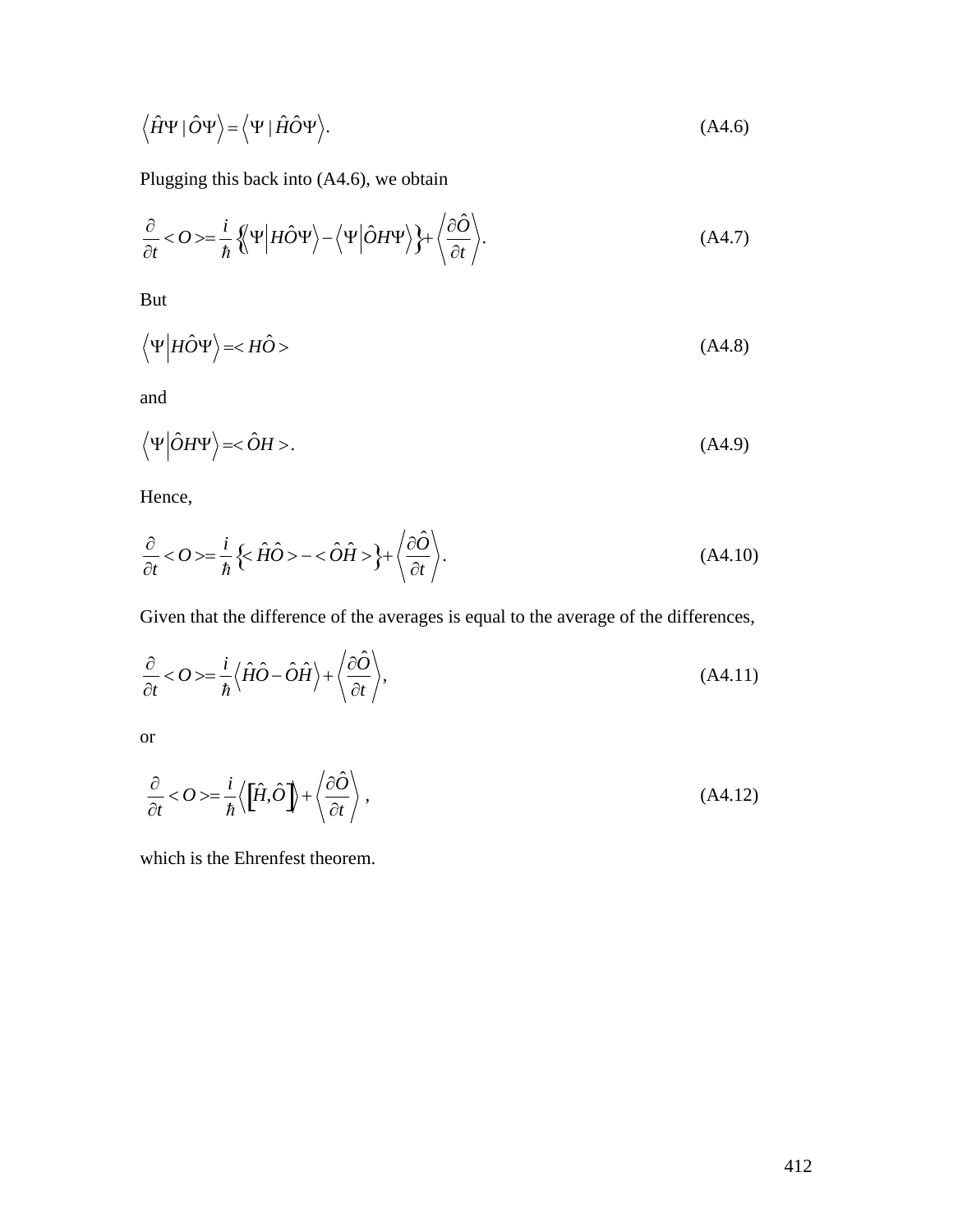$$\left\langle \hat{H}\Psi \mid \hat{O}\Psi \right\rangle = \left\langle \Psi \mid \hat{H}\hat{O}\Psi \right\rangle. \tag{A4.6}$$

Plugging this back into (A4.6), we obtain

$$\frac{\partial}{\partial t} < O >= \frac{i}{\hbar}\left\{\left\langle \Psi \middle| H\hat{O}\Psi \right\rangle - \left\langle \Psi \middle| \hat{O}H\Psi \right\rangle \right\} + \left\langle \frac{\partial \hat{O}}{\partial t} \right\rangle. \tag{A4.7}$$

But

$$\left\langle \Psi \middle| H\hat{O}\Psi \right\rangle = < H\hat{O} > \tag{A4.8}$$

and

$$\left\langle \Psi \middle| \hat{O}H\Psi \right\rangle = < \hat{O}H >. \tag{A4.9}$$

Hence,

$$\frac{\partial}{\partial t} < O >= \frac{i}{\hbar}\left\{ < \hat{H}\hat{O} > - < \hat{O}\hat{H} > \right\} + \left\langle \frac{\partial \hat{O}}{\partial t} \right\rangle. \tag{A4.10}$$

Given that the difference of the averages is equal to the average of the differences,

$$\frac{\partial}{\partial t} < O >= \frac{i}{\hbar}\left\langle \hat{H}\hat{O} - \hat{O}\hat{H} \right\rangle + \left\langle \frac{\partial \hat{O}}{\partial t} \right\rangle, \tag{A4.11}$$

or

$$\frac{\partial}{\partial t} < O >= \frac{i}{\hbar}\left\langle \left[\hat{H},\hat{O}\right] \right\rangle + \left\langle \frac{\partial \hat{O}}{\partial t} \right\rangle, \tag{A4.12}$$

which is the Ehrenfest theorem.